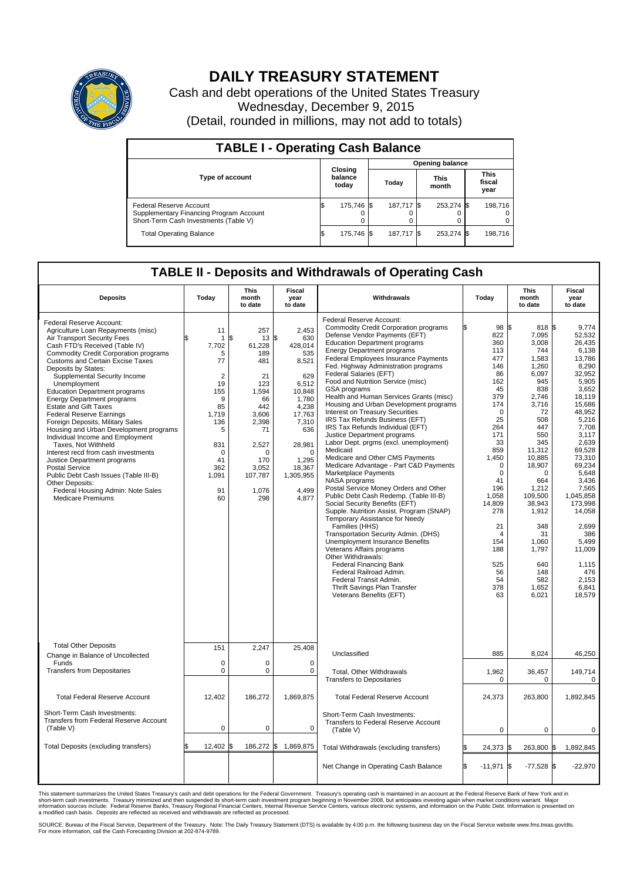# DAILY TREASURY STATEMENT

Cash and debt operations of the United States Treasury
Wednesday, December 9, 2015
(Detail, rounded in millions, may not add to totals)

## TABLE I - Operating Cash Balance

| Type of account | Closing balance today | Opening balance Today | Opening balance This month | Opening balance This fiscal year |
|---|---|---|---|---|
| Federal Reserve Account | $ 175,746 | $ 187,717 | $ 253,274 | $ 198,716 |
| Supplementary Financing Program Account | 0 | 0 | 0 | 0 |
| Short-Term Cash Investments (Table V) | 0 | 0 | 0 | 0 |
| Total Operating Balance | $ 175,746 | $ 187,717 | $ 253,274 | $ 198,716 |

## TABLE II - Deposits and Withdrawals of Operating Cash

| Deposits | Today | This month to date | Fiscal year to date |
|---|---|---|---|
| Federal Reserve Account: | | | |
| Agriculture Loan Repayments (misc) | 11 | 257 | 2,453 |
| Air Transport Security Fees | $ 1 | $ 13 | $ 630 |
| Cash FTD's Received (Table IV) | 7,702 | 61,228 | 428,014 |
| Commodity Credit Corporation programs | 5 | 189 | 535 |
| Customs and Certain Excise Taxes | 77 | 481 | 8,521 |
| Deposits by States: | | | |
| Supplemental Security Income | 2 | 21 | 629 |
| Unemployment | 19 | 123 | 6,512 |
| Education Department programs | 155 | 1,594 | 10,848 |
| Energy Department programs | 9 | 66 | 1,780 |
| Estate and Gift Taxes | 85 | 442 | 4,238 |
| Federal Reserve Earnings | 1,719 | 3,606 | 17,763 |
| Foreign Deposits, Military Sales | 136 | 2,398 | 7,310 |
| Housing and Urban Development programs | 5 | 71 | 636 |
| Individual Income and Employment Taxes, Not Withheld | 831 | 2,527 | 28,981 |
| Interest recd from cash investments | 0 | 0 | 0 |
| Justice Department programs | 41 | 170 | 1,295 |
| Postal Service | 362 | 3,052 | 18,367 |
| Public Debt Cash Issues (Table III-B) | 1,091 | 107,787 | 1,305,955 |
| Other Deposits: | | | |
| Federal Housing Admin: Note Sales | 91 | 1,076 | 4,499 |
| Medicare Premiums | 60 | 298 | 4,877 |
| Total Other Deposits | 151 | 2,247 | 25,408 |
| Change in Balance of Uncollected Funds | 0 | 0 | 0 |
| Transfers from Depositaries | 0 | 0 | 0 |
| Total Federal Reserve Account | 12,402 | 186,272 | 1,869,875 |
| Short-Term Cash Investments: Transfers from Federal Reserve Account (Table V) | 0 | 0 | 0 |
| Total Deposits (excluding transfers) | $ 12,402 | $ 186,272 | $ 1,869,875 |

| Withdrawals | Today | This month to date | Fiscal year to date |
|---|---|---|---|
| Federal Reserve Account: | | | |
| Commodity Credit Corporation programs | $ 98 | $ 818 | $ 9,774 |
| Defense Vendor Payments (EFT) | 822 | 7,095 | 52,532 |
| Education Department programs | 360 | 3,008 | 26,435 |
| Energy Department programs | 113 | 744 | 6,138 |
| Federal Employees Insurance Payments | 477 | 1,583 | 13,786 |
| Fed. Highway Administration programs | 146 | 1,260 | 8,290 |
| Federal Salaries (EFT) | 86 | 6,097 | 32,952 |
| Food and Nutrition Service (misc) | 162 | 945 | 5,905 |
| GSA programs | 45 | 838 | 3,652 |
| Health and Human Services Grants (misc) | 379 | 2,746 | 18,119 |
| Housing and Urban Development programs | 174 | 3,716 | 15,686 |
| Interest on Treasury Securities | 0 | 72 | 48,952 |
| IRS Tax Refunds Business (EFT) | 25 | 508 | 5,216 |
| IRS Tax Refunds Individual (EFT) | 264 | 447 | 7,708 |
| Justice Department programs | 171 | 550 | 3,117 |
| Labor Dept. prgms (excl. unemployment) | 33 | 345 | 2,639 |
| Medicaid | 859 | 11,312 | 69,528 |
| Medicare and Other CMS Payments | 1,450 | 10,885 | 73,310 |
| Medicare Advantage - Part C&D Payments | 0 | 18,907 | 69,234 |
| Marketplace Payments | 0 | 0 | 5,648 |
| NASA programs | 41 | 664 | 3,436 |
| Postal Service Money Orders and Other | 196 | 1,212 | 7,565 |
| Public Debt Cash Redemp. (Table III-B) | 1,058 | 109,500 | 1,045,858 |
| Social Security Benefits (EFT) | 14,809 | 38,943 | 173,998 |
| Supple. Nutrition Assist. Program (SNAP) | 278 | 1,912 | 14,058 |
| Temporary Assistance for Needy Families (HHS) | 21 | 348 | 2,699 |
| Transportation Security Admin. (DHS) | 4 | 31 | 386 |
| Unemployment Insurance Benefits | 154 | 1,060 | 5,499 |
| Veterans Affairs programs | 188 | 1,797 | 11,009 |
| Other Withdrawals: | | | |
| Federal Financing Bank | 525 | 640 | 1,115 |
| Federal Railroad Admin. | 56 | 148 | 476 |
| Federal Transit Admin. | 54 | 582 | 2,153 |
| Thrift Savings Plan Transfer | 378 | 1,652 | 6,841 |
| Veterans Benefits (EFT) | 63 | 6,021 | 18,579 |
| Unclassified | 885 | 8,024 | 46,250 |
| Total, Other Withdrawals | 1,962 | 36,457 | 149,714 |
| Transfers to Depositaries | 0 | 0 | 0 |
| Total Federal Reserve Account | 24,373 | 263,800 | 1,892,845 |
| Short-Term Cash Investments: Transfers to Federal Reserve Account (Table V) | 0 | 0 | 0 |
| Total Withdrawals (excluding transfers) | $ 24,373 | $ 263,800 | $ 1,892,845 |
| Net Change in Operating Cash Balance | $ -11,971 | $ -77,528 | $ -22,970 |

This statement summarizes the United States Treasury's cash and debt operations for the Federal Government. Treasury's operating cash is maintained in an account at the Federal Reserve Bank of New York and in short-term cash investments. Treasury minimized and then suspended its short-term cash investment program beginning in November 2008, but anticipates investing again when market conditions warrant. Major information sources include: Federal Reserve Banks, Treasury Regional Financial Centers, Internal Revenue Service Centers, various electronic systems, and information on the Public Debt. Information is presented on a modified cash basis. Deposits are reflected as received and withdrawals are reflected as processed.

SOURCE: Bureau of the Fiscal Service, Department of the Treasury. Note: The Daily Treasury Statement (DTS) is available by 4:00 p.m. the following business day on the Fiscal Service website www.fms.treas.gov/dts. For more information, call the Cash Forecasting Division at 202-874-9789.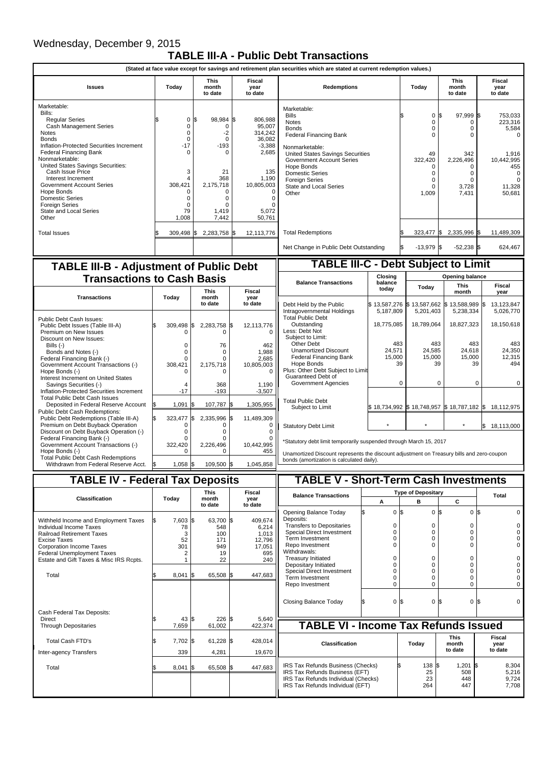Wednesday, December 9, 2015

# TABLE III-A - Public Debt Transactions

(Stated at face value except for savings and retirement plan securities which are stated at current redemption values.)

| Issues | Today | This month to date | Fiscal year to date |
|---|---|---|---|
| Marketable: | | | |
| Bills: | | | |
| Regular Series | $ 0 | $ 98,984 | $ 806,988 |
| Cash Management Series | 0 | 0 | 95,007 |
| Notes | 0 | -2 | 314,242 |
| Bonds | 0 | 0 | 36,082 |
| Inflation-Protected Securities Increment | -17 | -193 | -3,388 |
| Federal Financing Bank | 0 | 0 | 2,685 |
| Nonmarketable: | | | |
| United States Savings Securities: | | | |
| Cash Issue Price | 3 | 21 | 135 |
| Interest Increment | 4 | 368 | 1,190 |
| Government Account Series | 308,421 | 2,175,718 | 10,805,003 |
| Hope Bonds | 0 | 0 | 0 |
| Domestic Series | 0 | 0 | 0 |
| Foreign Series | 0 | 0 | 0 |
| State and Local Series | 79 | 1,419 | 5,072 |
| Other | 1,008 | 7,442 | 50,761 |
| Total Issues | $ 309,498 | $ 2,283,758 | $ 12,113,776 |

| Redemptions | Today | This month to date | Fiscal year to date |
|---|---|---|---|
| Marketable: | | | |
| Bills | $ 0 | $ 97,999 | $ 753,033 |
| Notes | 0 | 0 | 223,316 |
| Bonds | 0 | 0 | 5,584 |
| Federal Financing Bank | 0 | 0 | 0 |
| Nonmarketable: | | | |
| United States Savings Securities | 49 | 342 | 1,916 |
| Government Account Series | 322,420 | 2,226,496 | 10,442,995 |
| Hope Bonds | 0 | 0 | 455 |
| Domestic Series | 0 | 0 | 0 |
| Foreign Series | 0 | 0 | 0 |
| State and Local Series | 0 | 3,728 | 11,328 |
| Other | 1,009 | 7,431 | 50,681 |
| Total Redemptions | $ 323,477 | $ 2,335,996 | $ 11,489,309 |
| Net Change in Public Debt Outstanding | $ -13,979 | $ -52,238 | $ 624,467 |

# TABLE III-B - Adjustment of Public Debt Transactions to Cash Basis

| Transactions | Today | This month to date | Fiscal year to date |
|---|---|---|---|
| Public Debt Cash Issues: | | | |
| Public Debt Issues (Table III-A) | $ 309,498 | $ 2,283,758 | $ 12,113,776 |
| Premium on New Issues | 0 | 0 | 0 |
| Discount on New Issues: | | | |
| Bills (-) | 0 | 76 | 462 |
| Bonds and Notes (-) | 0 | 0 | 1,988 |
| Federal Financing Bank (-) | 0 | 0 | 2,685 |
| Government Account Transactions (-) | 308,421 | 2,175,718 | 10,805,003 |
| Hope Bonds (-) | 0 | 0 | 0 |
| Interest Increment on United States Savings Securities (-) | 4 | 368 | 1,190 |
| Inflation-Protected Securities Increment | -17 | -193 | -3,507 |
| Total Public Debt Cash Issues Deposited in Federal Reserve Account | $ 1,091 | $ 107,787 | $ 1,305,955 |
| Public Debt Cash Redemptions: | | | |
| Public Debt Redemptions (Table III-A) | $ 323,477 | $ 2,335,996 | $ 11,489,309 |
| Premium on Debt Buyback Operation | 0 | 0 | 0 |
| Discount on Debt Buyback Operation (-) | 0 | 0 | 0 |
| Federal Financing Bank (-) | 0 | 0 | 0 |
| Government Account Transactions (-) | 322,420 | 2,226,496 | 10,442,995 |
| Hope Bonds (-) | 0 | 0 | 455 |
| Total Public Debt Cash Redemptions Withdrawn from Federal Reserve Acct. | $ 1,058 | $ 109,500 | $ 1,045,858 |

# TABLE III-C - Debt Subject to Limit

| Balance Transactions | Closing balance today | Opening balance Today | Opening balance This month | Opening balance Fiscal year |
|---|---|---|---|---|
| Debt Held by the Public | $ 13,587,276 | $ 13,587,662 | $ 13,588,989 | $ 13,123,847 |
| Intragovernmental Holdings | 5,187,809 | 5,201,403 | 5,238,334 | 5,026,770 |
| Total Public Debt Outstanding | 18,775,085 | 18,789,064 | 18,827,323 | 18,150,618 |
| Less: Debt Not Subject to Limit: | | | | |
| Other Debt | 483 | 483 | 483 | 483 |
| Unamortized Discount | 24,571 | 24,585 | 24,618 | 24,350 |
| Federal Financing Bank | 15,000 | 15,000 | 15,000 | 12,315 |
| Hope Bonds | 39 | 39 | 39 | 494 |
| Plus: Other Debt Subject to Limit | | | | |
| Guaranteed Debt of Government Agencies | 0 | 0 | 0 | 0 |
| Total Public Debt Subject to Limit | $ 18,734,992 | $ 18,748,957 | $ 18,787,182 | $ 18,112,975 |
| Statutory Debt Limit | * | * | * | $ 18,113,000 |

*Statutory debt limit temporarily suspended through March 15, 2017

Unamortized Discount represents the discount adjustment on Treasury bills and zero-coupon bonds (amortization is calculated daily).

# TABLE IV - Federal Tax Deposits

| Classification | Today | This month to date | Fiscal year to date |
|---|---|---|---|
| Withheld Income and Employment Taxes | $ 7,603 | $ 63,700 | $ 409,674 |
| Individual Income Taxes | 78 | 548 | 6,214 |
| Railroad Retirement Taxes | 3 | 100 | 1,013 |
| Excise Taxes | 52 | 171 | 12,796 |
| Corporation Income Taxes | 301 | 949 | 17,051 |
| Federal Unemployment Taxes | 2 | 19 | 695 |
| Estate and Gift Taxes & Misc IRS Rcpts. | 1 | 22 | 240 |
| Total | $ 8,041 | $ 65,508 | $ 447,683 |
| Cash Federal Tax Deposits: | | | |
| Direct | $ 43 | $ 226 | $ 5,640 |
| Through Depositaries | 7,659 | 61,002 | 422,374 |
| Total Cash FTD's | $ 7,702 | $ 61,228 | $ 428,014 |
| Inter-agency Transfers | 339 | 4,281 | 19,670 |
| Total | $ 8,041 | $ 65,508 | $ 447,683 |

# TABLE V - Short-Term Cash Investments

| Balance Transactions | Type of Depositary A | Type of Depositary B | Type of Depositary C | Total |
|---|---|---|---|---|
| Opening Balance Today | $ 0 | $ 0 | $ 0 | $ 0 |
| Deposits: | | | | |
| Transfers to Depositaries | 0 | 0 | 0 | 0 |
| Special Direct Investment | 0 | 0 | 0 | 0 |
| Term Investment | 0 | 0 | 0 | 0 |
| Repo Investment | 0 | 0 | 0 | 0 |
| Withdrawals: | | | | |
| Treasury Initiated | 0 | 0 | 0 | 0 |
| Depositary Initiated | 0 | 0 | 0 | 0 |
| Special Direct Investment | 0 | 0 | 0 | 0 |
| Term Investment | 0 | 0 | 0 | 0 |
| Repo Investment | 0 | 0 | 0 | 0 |
| Closing Balance Today | $ 0 | $ 0 | $ 0 | $ 0 |

# TABLE VI - Income Tax Refunds Issued

| Classification | Today | This month to date | Fiscal year to date |
|---|---|---|---|
| IRS Tax Refunds Business (Checks) | $ 138 | $ 1,201 | $ 8,304 |
| IRS Tax Refunds Business (EFT) | 25 | 508 | 5,216 |
| IRS Tax Refunds Individual (Checks) | 23 | 448 | 9,724 |
| IRS Tax Refunds Individual (EFT) | 264 | 447 | 7,708 |